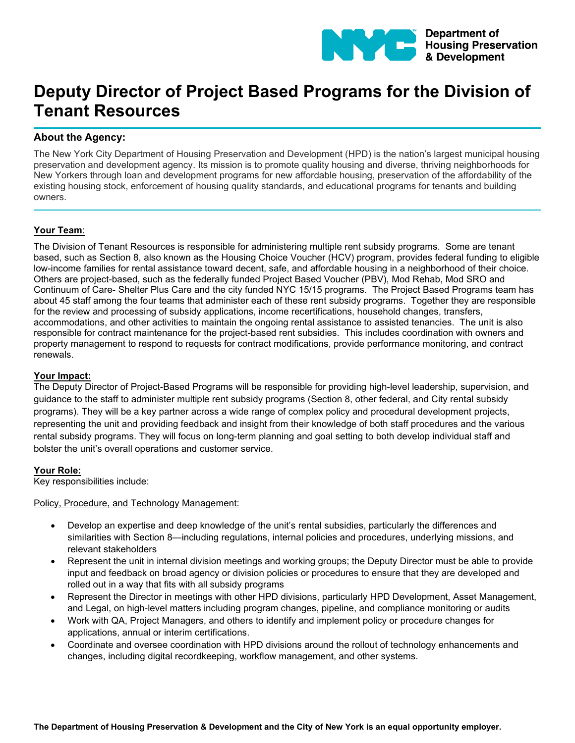Department of Housing Preservation & Development

# Deputy Director of Project Based Programs for the Division of Tenant Resources

## About the Agency:

The New York City Department of Housing Preservation and Development (HPD) is the nation's largest municipal housing preservation and development agency. Its mission is to promote quality housing and diverse, thriving neighborhoods for New Yorkers through loan and development programs for new affordable housing, preservation of the affordability of the existing housing stock, enforcement of housing quality standards, and educational programs for tenants and building owners.

**Your Team**:

The Division of Tenant Resources is responsible for administering multiple rent subsidy programs. Some are tenant based, such as Section 8, also known as the Housing Choice Voucher (HCV) program, provides federal funding to eligible low-income families for rental assistance toward decent, safe, and affordable housing in a neighborhood of their choice. Others are project-based, such as the federally funded Project Based Voucher (PBV), Mod Rehab, Mod SRO and Continuum of Care- Shelter Plus Care and the city funded NYC 15/15 programs. The Project Based Programs team has about 45 staff among the four teams that administer each of these rent subsidy programs. Together they are responsible for the review and processing of subsidy applications, income recertifications, household changes, transfers, accommodations, and other activities to maintain the ongoing rental assistance to assisted tenancies. The unit is also responsible for contract maintenance for the project-based rent subsidies. This includes coordination with owners and property management to respond to requests for contract modifications, provide performance monitoring, and contract renewals.

**Your Impact:**

The Deputy Director of Project-Based Programs will be responsible for providing high-level leadership, supervision, and guidance to the staff to administer multiple rent subsidy programs (Section 8, other federal, and City rental subsidy programs). They will be a key partner across a wide range of complex policy and procedural development projects, representing the unit and providing feedback and insight from their knowledge of both staff procedures and the various rental subsidy programs. They will focus on long-term planning and goal setting to both develop individual staff and bolster the unit's overall operations and customer service.

**Your Role:**

Key responsibilities include:

Policy, Procedure, and Technology Management:

- Develop an expertise and deep knowledge of the unit's rental subsidies, particularly the differences and similarities with Section 8—including regulations, internal policies and procedures, underlying missions, and relevant stakeholders
- Represent the unit in internal division meetings and working groups; the Deputy Director must be able to provide input and feedback on broad agency or division policies or procedures to ensure that they are developed and rolled out in a way that fits with all subsidy programs
- Represent the Director in meetings with other HPD divisions, particularly HPD Development, Asset Management, and Legal, on high-level matters including program changes, pipeline, and compliance monitoring or audits
- Work with QA, Project Managers, and others to identify and implement policy or procedure changes for applications, annual or interim certifications.
- Coordinate and oversee coordination with HPD divisions around the rollout of technology enhancements and changes, including digital recordkeeping, workflow management, and other systems.

**The Department of Housing Preservation & Development and the City of New York is an equal opportunity employer.**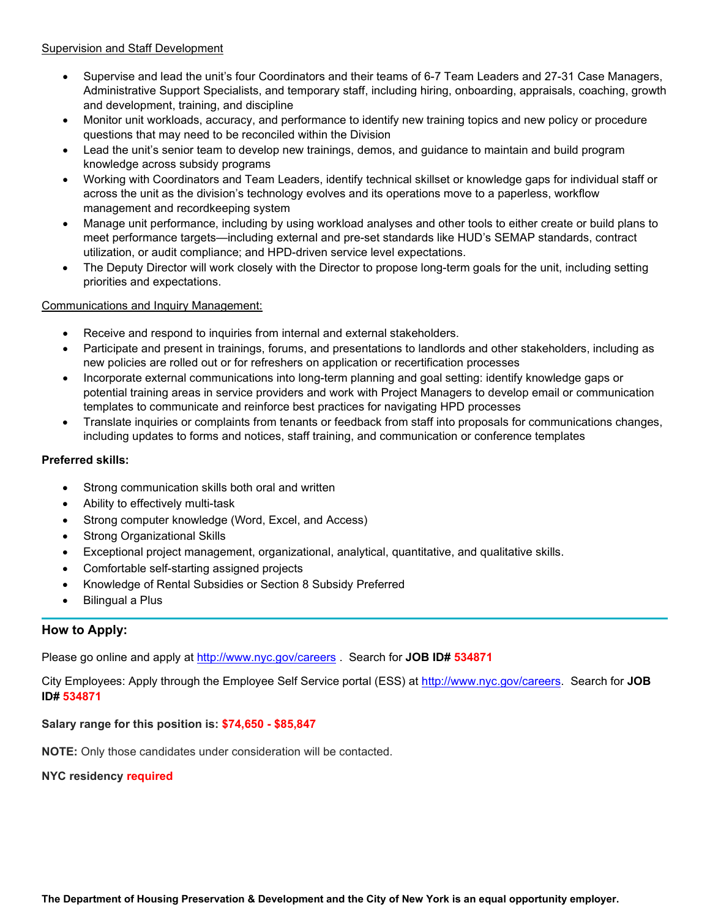Supervision and Staff Development

- Supervise and lead the unit's four Coordinators and their teams of 6-7 Team Leaders and 27-31 Case Managers, Administrative Support Specialists, and temporary staff, including hiring, onboarding, appraisals, coaching, growth and development, training, and discipline
- Monitor unit workloads, accuracy, and performance to identify new training topics and new policy or procedure questions that may need to be reconciled within the Division
- Lead the unit's senior team to develop new trainings, demos, and guidance to maintain and build program knowledge across subsidy programs
- Working with Coordinators and Team Leaders, identify technical skillset or knowledge gaps for individual staff or across the unit as the division's technology evolves and its operations move to a paperless, workflow management and recordkeeping system
- Manage unit performance, including by using workload analyses and other tools to either create or build plans to meet performance targets—including external and pre-set standards like HUD's SEMAP standards, contract utilization, or audit compliance; and HPD-driven service level expectations.
- The Deputy Director will work closely with the Director to propose long-term goals for the unit, including setting priorities and expectations.

Communications and Inquiry Management:

- Receive and respond to inquiries from internal and external stakeholders.
- Participate and present in trainings, forums, and presentations to landlords and other stakeholders, including as new policies are rolled out or for refreshers on application or recertification processes
- Incorporate external communications into long-term planning and goal setting: identify knowledge gaps or potential training areas in service providers and work with Project Managers to develop email or communication templates to communicate and reinforce best practices for navigating HPD processes
- Translate inquiries or complaints from tenants or feedback from staff into proposals for communications changes, including updates to forms and notices, staff training, and communication or conference templates

**Preferred skills:**

- Strong communication skills both oral and written
- Ability to effectively multi-task
- Strong computer knowledge (Word, Excel, and Access)
- Strong Organizational Skills
- Exceptional project management, organizational, analytical, quantitative, and qualitative skills.
- Comfortable self-starting assigned projects
- Knowledge of Rental Subsidies or Section 8 Subsidy Preferred
- Bilingual a Plus

## How to Apply:

Please go online and apply at http://www.nyc.gov/careers . Search for **JOB ID# 534871**

City Employees: Apply through the Employee Self Service portal (ESS) at http://www.nyc.gov/careers. Search for **JOB ID# 534871**

**Salary range for this position is: $74,650 - $85,847**

**NOTE:** Only those candidates under consideration will be contacted.

**NYC residency required**

**The Department of Housing Preservation & Development and the City of New York is an equal opportunity employer.**